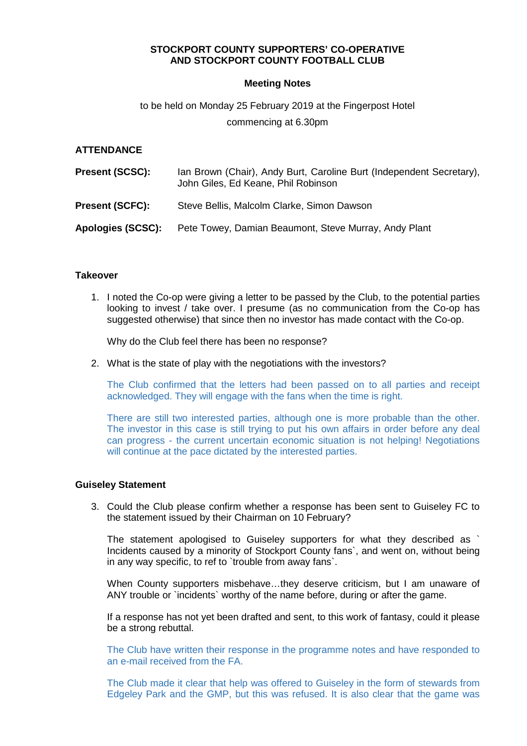**STOCKPORT COUNTY SUPPORTERS' CO-OPERATIVE AND STOCKPORT COUNTY FOOTBALL CLUB**

**Meeting Notes**

to be held on Monday 25 February 2019 at the Fingerpost Hotel

commencing at 6.30pm

**ATTENDANCE**

**Present (SCSC):** Ian Brown (Chair), Andy Burt, Caroline Burt (Independent Secretary), John Giles, Ed Keane, Phil Robinson

**Present (SCFC):** Steve Bellis, Malcolm Clarke, Simon Dawson

**Apologies (SCSC):** Pete Towey, Damian Beaumont, Steve Murray, Andy Plant

**Takeover**

1. I noted the Co-op were giving a letter to be passed by the Club, to the potential parties looking to invest / take over. I presume (as no communication from the Co-op has suggested otherwise) that since then no investor has made contact with the Co-op.

   Why do the Club feel there has been no response?

2. What is the state of play with the negotiations with the investors?

   The Club confirmed that the letters had been passed on to all parties and receipt acknowledged. They will engage with the fans when the time is right.

   There are still two interested parties, although one is more probable than the other. The investor in this case is still trying to put his own affairs in order before any deal can progress - the current uncertain economic situation is not helping! Negotiations will continue at the pace dictated by the interested parties.

**Guiseley Statement**

3. Could the Club please confirm whether a response has been sent to Guiseley FC to the statement issued by their Chairman on 10 February?

   The statement apologised to Guiseley supporters for what they described as ` Incidents caused by a minority of Stockport County fans`, and went on, without being in any way specific, to ref to `trouble from away fans`.

   When County supporters misbehave…they deserve criticism, but I am unaware of ANY trouble or `incidents` worthy of the name before, during or after the game.

   If a response has not yet been drafted and sent, to this work of fantasy, could it please be a strong rebuttal.

   The Club have written their response in the programme notes and have responded to an e-mail received from the FA.

   The Club made it clear that help was offered to Guiseley in the form of stewards from Edgeley Park and the GMP, but this was refused. It is also clear that the game was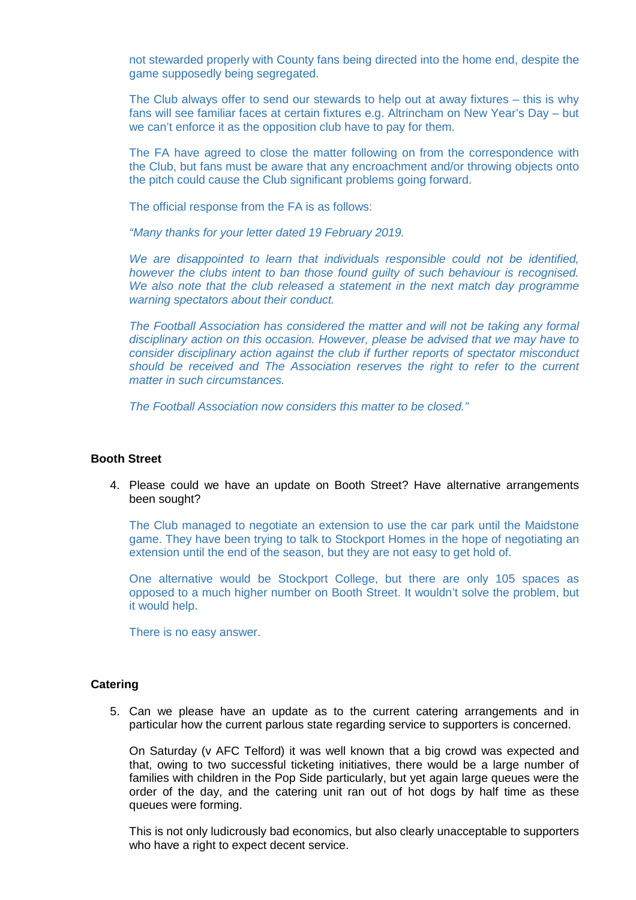not stewarded properly with County fans being directed into the home end, despite the game supposedly being segregated.

The Club always offer to send our stewards to help out at away fixtures – this is why fans will see familiar faces at certain fixtures e.g. Altrincham on New Year's Day – but we can't enforce it as the opposition club have to pay for them.

The FA have agreed to close the matter following on from the correspondence with the Club, but fans must be aware that any encroachment and/or throwing objects onto the pitch could cause the Club significant problems going forward.

The official response from the FA is as follows:

*"Many thanks for your letter dated 19 February 2019.*

*We are disappointed to learn that individuals responsible could not be identified, however the clubs intent to ban those found guilty of such behaviour is recognised. We also note that the club released a statement in the next match day programme warning spectators about their conduct.*

*The Football Association has considered the matter and will not be taking any formal disciplinary action on this occasion. However, please be advised that we may have to consider disciplinary action against the club if further reports of spectator misconduct should be received and The Association reserves the right to refer to the current matter in such circumstances.*

*The Football Association now considers this matter to be closed."*

**Booth Street**

4. Please could we have an update on Booth Street? Have alternative arrangements been sought?

   The Club managed to negotiate an extension to use the car park until the Maidstone game. They have been trying to talk to Stockport Homes in the hope of negotiating an extension until the end of the season, but they are not easy to get hold of.

   One alternative would be Stockport College, but there are only 105 spaces as opposed to a much higher number on Booth Street. It wouldn't solve the problem, but it would help.

   There is no easy answer.

**Catering**

5. Can we please have an update as to the current catering arrangements and in particular how the current parlous state regarding service to supporters is concerned.

   On Saturday (v AFC Telford) it was well known that a big crowd was expected and that, owing to two successful ticketing initiatives, there would be a large number of families with children in the Pop Side particularly, but yet again large queues were the order of the day, and the catering unit ran out of hot dogs by half time as these queues were forming.

   This is not only ludicrously bad economics, but also clearly unacceptable to supporters who have a right to expect decent service.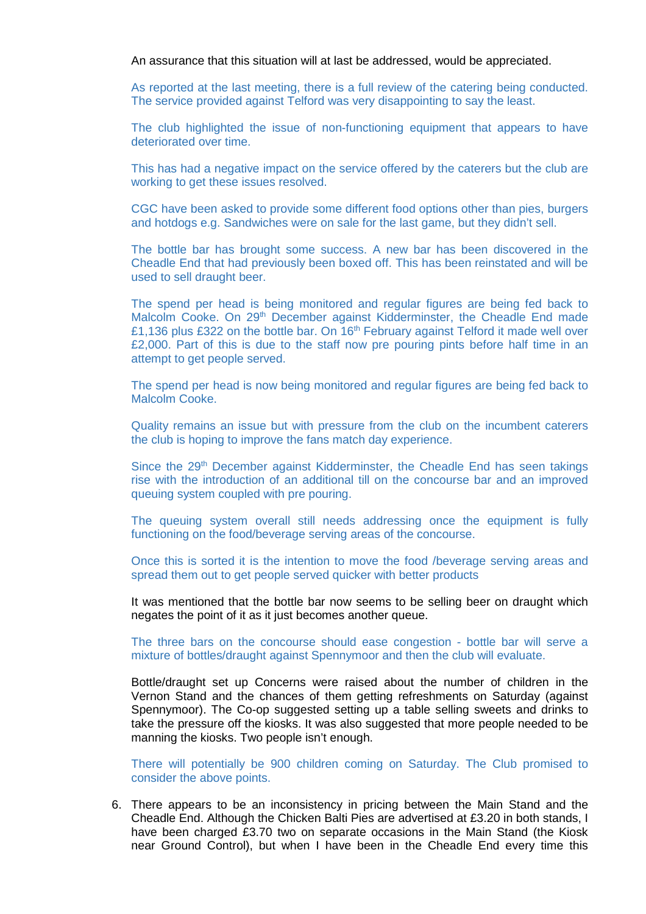An assurance that this situation will at last be addressed, would be appreciated.

As reported at the last meeting, there is a full review of the catering being conducted. The service provided against Telford was very disappointing to say the least.

The club highlighted the issue of non-functioning equipment that appears to have deteriorated over time.

This has had a negative impact on the service offered by the caterers but the club are working to get these issues resolved.

CGC have been asked to provide some different food options other than pies, burgers and hotdogs e.g. Sandwiches were on sale for the last game, but they didn't sell.

The bottle bar has brought some success. A new bar has been discovered in the Cheadle End that had previously been boxed off. This has been reinstated and will be used to sell draught beer.

The spend per head is being monitored and regular figures are being fed back to Malcolm Cooke. On 29th December against Kidderminster, the Cheadle End made £1,136 plus £322 on the bottle bar. On 16th February against Telford it made well over £2,000. Part of this is due to the staff now pre pouring pints before half time in an attempt to get people served.

The spend per head is now being monitored and regular figures are being fed back to Malcolm Cooke.

Quality remains an issue but with pressure from the club on the incumbent caterers the club is hoping to improve the fans match day experience.

Since the 29th December against Kidderminster, the Cheadle End has seen takings rise with the introduction of an additional till on the concourse bar and an improved queuing system coupled with pre pouring.

The queuing system overall still needs addressing once the equipment is fully functioning on the food/beverage serving areas of the concourse.

Once this is sorted it is the intention to move the food /beverage serving areas and spread them out to get people served quicker with better products

It was mentioned that the bottle bar now seems to be selling beer on draught which negates the point of it as it just becomes another queue.

The three bars on the concourse should ease congestion - bottle bar will serve a mixture of bottles/draught against Spennymoor and then the club will evaluate.

Bottle/draught set up Concerns were raised about the number of children in the Vernon Stand and the chances of them getting refreshments on Saturday (against Spennymoor). The Co-op suggested setting up a table selling sweets and drinks to take the pressure off the kiosks. It was also suggested that more people needed to be manning the kiosks. Two people isn't enough.

There will potentially be 900 children coming on Saturday. The Club promised to consider the above points.

6. There appears to be an inconsistency in pricing between the Main Stand and the Cheadle End. Although the Chicken Balti Pies are advertised at £3.20 in both stands, I have been charged £3.70 two on separate occasions in the Main Stand (the Kiosk near Ground Control), but when I have been in the Cheadle End every time this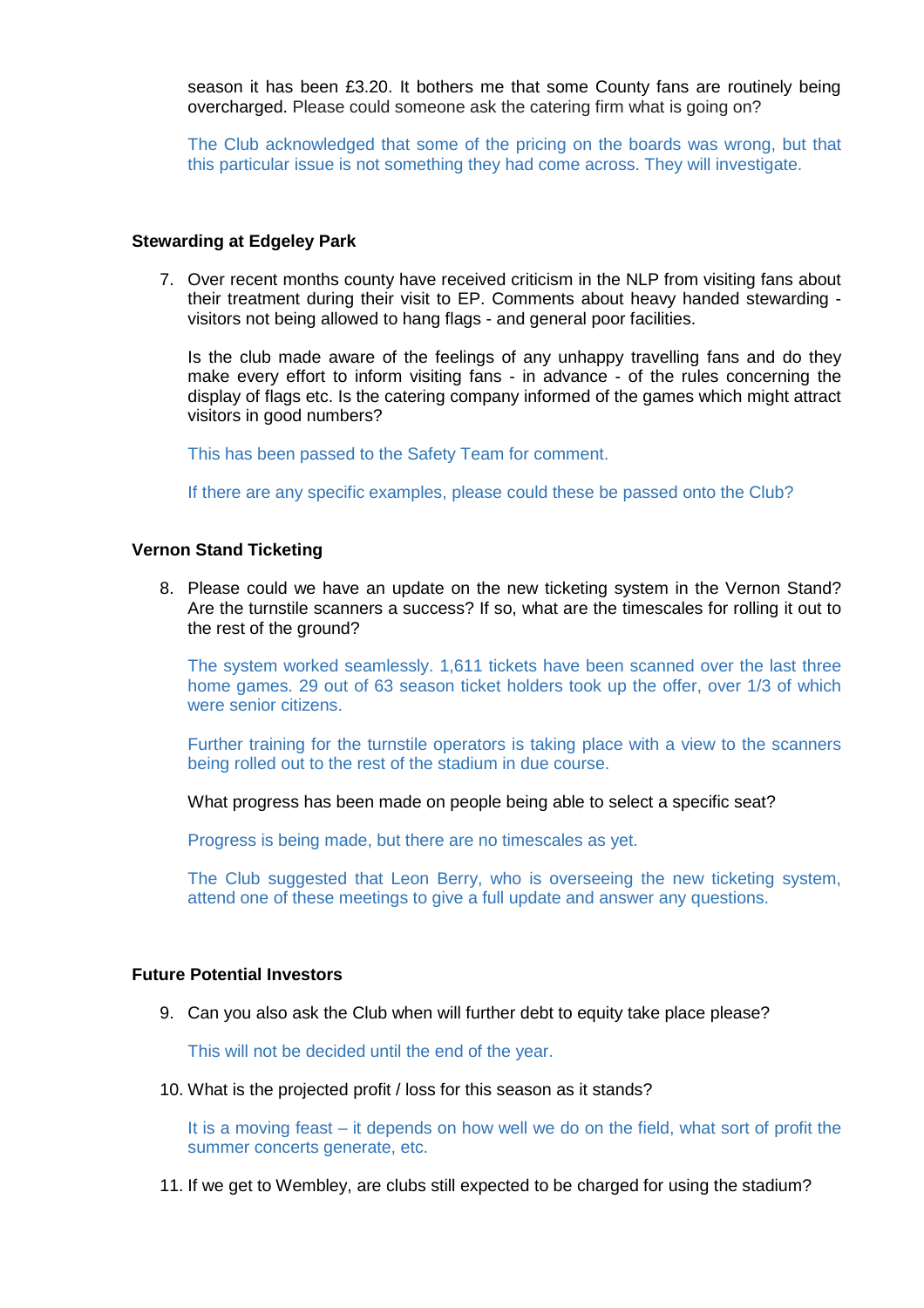season it has been £3.20. It bothers me that some County fans are routinely being overcharged. Please could someone ask the catering firm what is going on?

The Club acknowledged that some of the pricing on the boards was wrong, but that this particular issue is not something they had come across. They will investigate.

**Stewarding at Edgeley Park**

7. Over recent months county have received criticism in the NLP from visiting fans about their treatment during their visit to EP. Comments about heavy handed stewarding - visitors not being allowed to hang flags - and general poor facilities.

   Is the club made aware of the feelings of any unhappy travelling fans and do they make every effort to inform visiting fans - in advance - of the rules concerning the display of flags etc. Is the catering company informed of the games which might attract visitors in good numbers?

   This has been passed to the Safety Team for comment.

   If there are any specific examples, please could these be passed onto the Club?

**Vernon Stand Ticketing**

8. Please could we have an update on the new ticketing system in the Vernon Stand? Are the turnstile scanners a success? If so, what are the timescales for rolling it out to the rest of the ground?

   The system worked seamlessly. 1,611 tickets have been scanned over the last three home games. 29 out of 63 season ticket holders took up the offer, over 1/3 of which were senior citizens.

   Further training for the turnstile operators is taking place with a view to the scanners being rolled out to the rest of the stadium in due course.

   What progress has been made on people being able to select a specific seat?

   Progress is being made, but there are no timescales as yet.

   The Club suggested that Leon Berry, who is overseeing the new ticketing system, attend one of these meetings to give a full update and answer any questions.

**Future Potential Investors**

9. Can you also ask the Club when will further debt to equity take place please?

   This will not be decided until the end of the year.

10. What is the projected profit / loss for this season as it stands?

    It is a moving feast – it depends on how well we do on the field, what sort of profit the summer concerts generate, etc.

11. If we get to Wembley, are clubs still expected to be charged for using the stadium?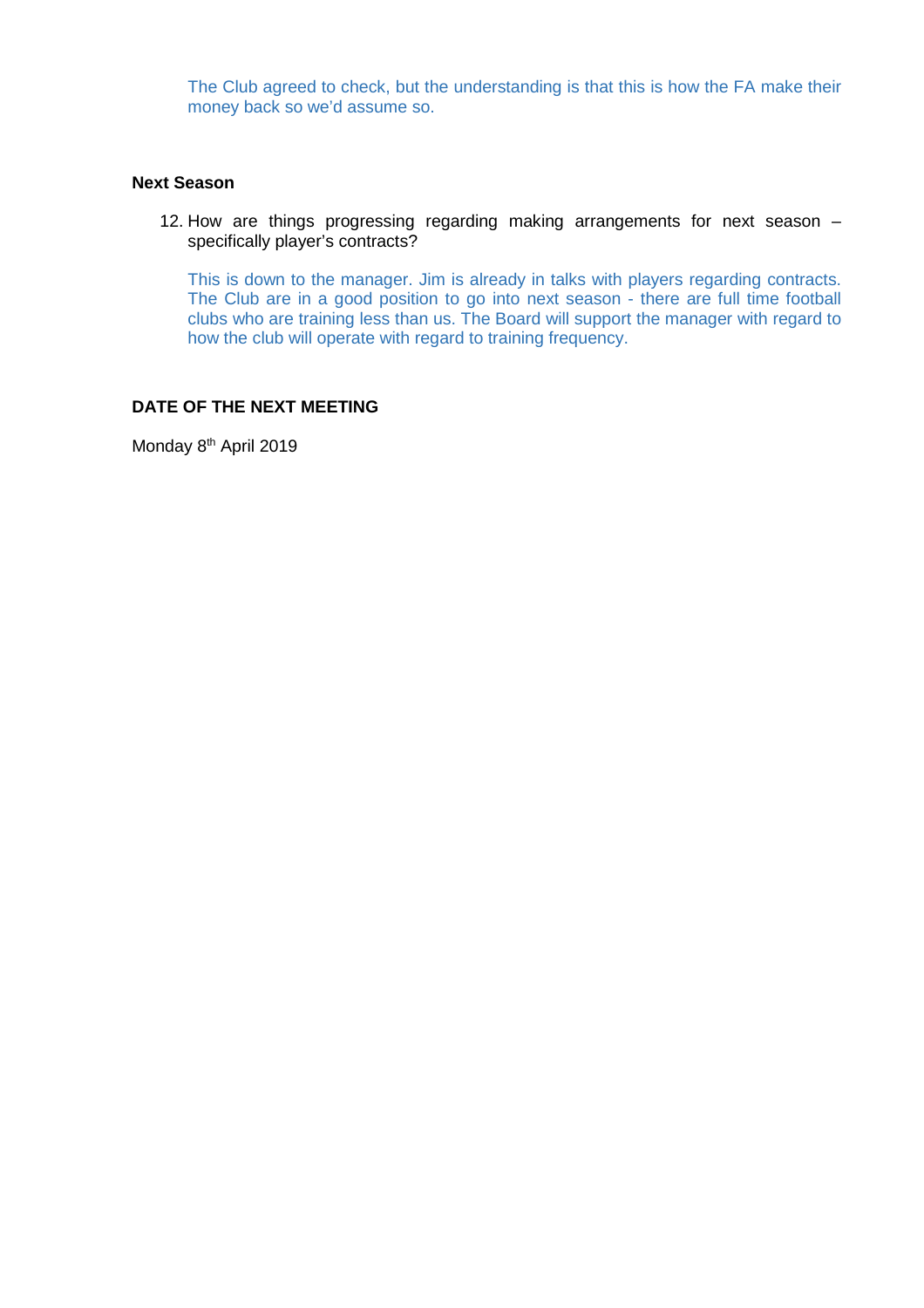The Club agreed to check, but the understanding is that this is how the FA make their money back so we'd assume so.

**Next Season**

12. How are things progressing regarding making arrangements for next season – specifically player's contracts?

    This is down to the manager. Jim is already in talks with players regarding contracts. The Club are in a good position to go into next season - there are full time football clubs who are training less than us. The Board will support the manager with regard to how the club will operate with regard to training frequency.

**DATE OF THE NEXT MEETING**

Monday 8th April 2019